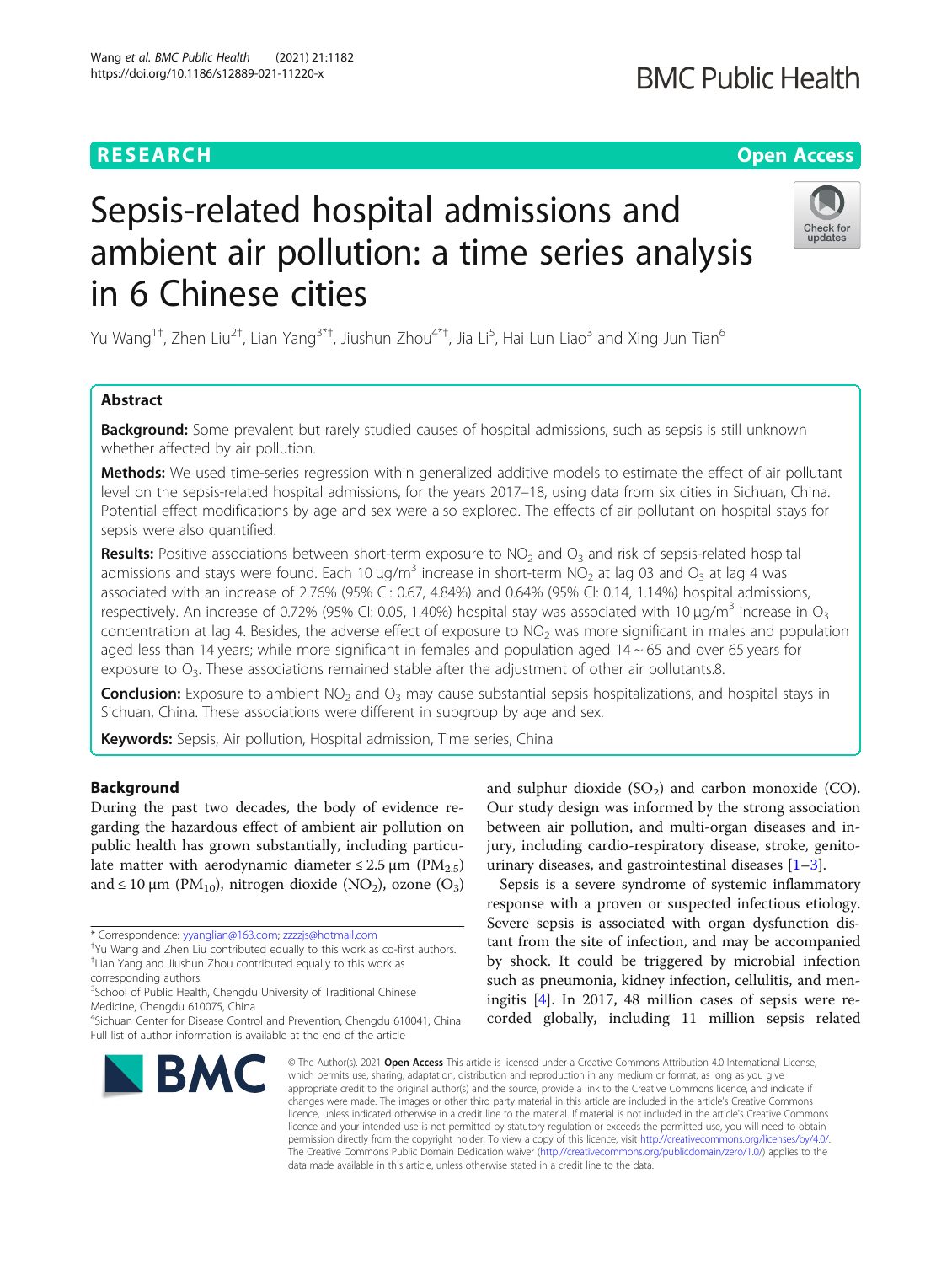RESEARCH | Open Access

# Sepsis-related hospital admissions and ambient air pollution: a time series analysis in 6 Chinese cities

Yu Wang[1†], Zhen Liu[2†], Lian Yang[3*†], Jiushun Zhou[4*†], Jia Li[5], Hai Lun Liao[3] and Xing Jun Tian[6]

## Abstract

**Background:** Some prevalent but rarely studied causes of hospital admissions, such as sepsis is still unknown whether affected by air pollution.

**Methods:** We used time-series regression within generalized additive models to estimate the effect of air pollutant level on the sepsis-related hospital admissions, for the years 2017–18, using data from six cities in Sichuan, China. Potential effect modifications by age and sex were also explored. The effects of air pollutant on hospital stays for sepsis were also quantified.

**Results:** Positive associations between short-term exposure to $NO_2$ and $O_3$ and risk of sepsis-related hospital admissions and stays were found. Each 10 μg/$m^3$ increase in short-term $NO_2$ at lag 03 and $O_3$ at lag 4 was associated with an increase of 2.76% (95% CI: 0.67, 4.84%) and 0.64% (95% CI: 0.14, 1.14%) hospital admissions, respectively. An increase of 0.72% (95% CI: 0.05, 1.40%) hospital stay was associated with 10 μg/$m^3$ increase in $O_3$ concentration at lag 4. Besides, the adverse effect of exposure to $NO_2$ was more significant in males and population aged less than 14 years; while more significant in females and population aged 14 ~ 65 and over 65 years for exposure to $O_3$. These associations remained stable after the adjustment of other air pollutants.8.

**Conclusion:** Exposure to ambient $NO_2$ and $O_3$ may cause substantial sepsis hospitalizations, and hospital stays in Sichuan, China. These associations were different in subgroup by age and sex.

**Keywords:** Sepsis, Air pollution, Hospital admission, Time series, China

## Background

During the past two decades, the body of evidence regarding the hazardous effect of ambient air pollution on public health has grown substantially, including particulate matter with aerodynamic diameter ≤ 2.5 μm ($PM_{2.5}$) and ≤ 10 μm ($PM_{10}$), nitrogen dioxide ($NO_2$), ozone ($O_3$) and sulphur dioxide ($SO_2$) and carbon monoxide (CO). Our study design was informed by the strong association between air pollution, and multi-organ diseases and injury, including cardio-respiratory disease, stroke, genitourinary diseases, and gastrointestinal diseases [1–3].

Sepsis is a severe syndrome of systemic inflammatory response with a proven or suspected infectious etiology. Severe sepsis is associated with organ dysfunction distant from the site of infection, and may be accompanied by shock. It could be triggered by microbial infection such as pneumonia, kidney infection, cellulitis, and meningitis [4]. In 2017, 48 million cases of sepsis were recorded globally, including 11 million sepsis related

\* Correspondence: yyanglian@163.com; zzzzjs@hotmail.com
†Yu Wang and Zhen Liu contributed equally to this work as co-first authors.
†Lian Yang and Jiushun Zhou contributed equally to this work as corresponding authors.
[3]School of Public Health, Chengdu University of Traditional Chinese Medicine, Chengdu 610075, China
[4]Sichuan Center for Disease Control and Prevention, Chengdu 610041, China
Full list of author information is available at the end of the article

© The Author(s). 2021 **Open Access** This article is licensed under a Creative Commons Attribution 4.0 International License, which permits use, sharing, adaptation, distribution and reproduction in any medium or format, as long as you give appropriate credit to the original author(s) and the source, provide a link to the Creative Commons licence, and indicate if changes were made. The images or other third party material in this article are included in the article's Creative Commons licence, unless indicated otherwise in a credit line to the material. If material is not included in the article's Creative Commons licence and your intended use is not permitted by statutory regulation or exceeds the permitted use, you will need to obtain permission directly from the copyright holder. To view a copy of this licence, visit http://creativecommons.org/licenses/by/4.0/. The Creative Commons Public Domain Dedication waiver (http://creativecommons.org/publicdomain/zero/1.0/) applies to the data made available in this article, unless otherwise stated in a credit line to the data.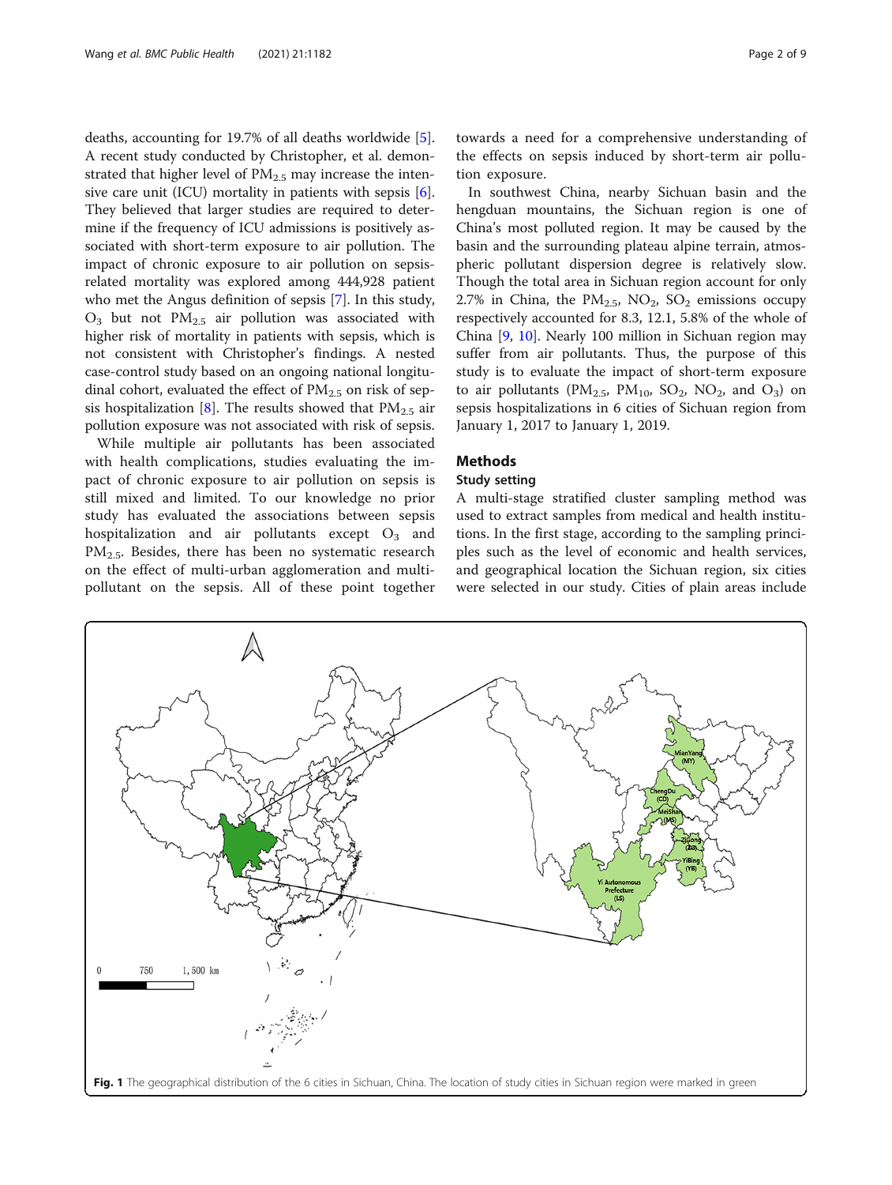deaths, accounting for 19.7% of all deaths worldwide [5]. A recent study conducted by Christopher, et al. demonstrated that higher level of $PM_{2.5}$ may increase the intensive care unit (ICU) mortality in patients with sepsis [6]. They believed that larger studies are required to determine if the frequency of ICU admissions is positively associated with short-term exposure to air pollution. The impact of chronic exposure to air pollution on sepsis-related mortality was explored among 444,928 patient who met the Angus definition of sepsis [7]. In this study, $O_3$ but not $PM_{2.5}$ air pollution was associated with higher risk of mortality in patients with sepsis, which is not consistent with Christopher's findings. A nested case-control study based on an ongoing national longitudinal cohort, evaluated the effect of $PM_{2.5}$ on risk of sepsis hospitalization [8]. The results showed that $PM_{2.5}$ air pollution exposure was not associated with risk of sepsis.

While multiple air pollutants has been associated with health complications, studies evaluating the impact of chronic exposure to air pollution on sepsis is still mixed and limited. To our knowledge no prior study has evaluated the associations between sepsis hospitalization and air pollutants except $O_3$ and $PM_{2.5}$. Besides, there has been no systematic research on the effect of multi-urban agglomeration and multi-pollutant on the sepsis. All of these point together towards a need for a comprehensive understanding of the effects on sepsis induced by short-term air pollution exposure.

In southwest China, nearby Sichuan basin and the hengduan mountains, the Sichuan region is one of China's most polluted region. It may be caused by the basin and the surrounding plateau alpine terrain, atmospheric pollutant dispersion degree is relatively slow. Though the total area in Sichuan region account for only 2.7% in China, the $PM_{2.5}$, $NO_2$, $SO_2$ emissions occupy respectively accounted for 8.3, 12.1, 5.8% of the whole of China [9, 10]. Nearly 100 million in Sichuan region may suffer from air pollutants. Thus, the purpose of this study is to evaluate the impact of short-term exposure to air pollutants ($PM_{2.5}$, $PM_{10}$, $SO_2$, $NO_2$, and $O_3$) on sepsis hospitalizations in 6 cities of Sichuan region from January 1, 2017 to January 1, 2019.

## Methods

### Study setting

A multi-stage stratified cluster sampling method was used to extract samples from medical and health institutions. In the first stage, according to the sampling principles such as the level of economic and health services, and geographical location the Sichuan region, six cities were selected in our study. Cities of plain areas include

**Fig. 1** The geographical distribution of the 6 cities in Sichuan, China. The location of study cities in Sichuan region were marked in green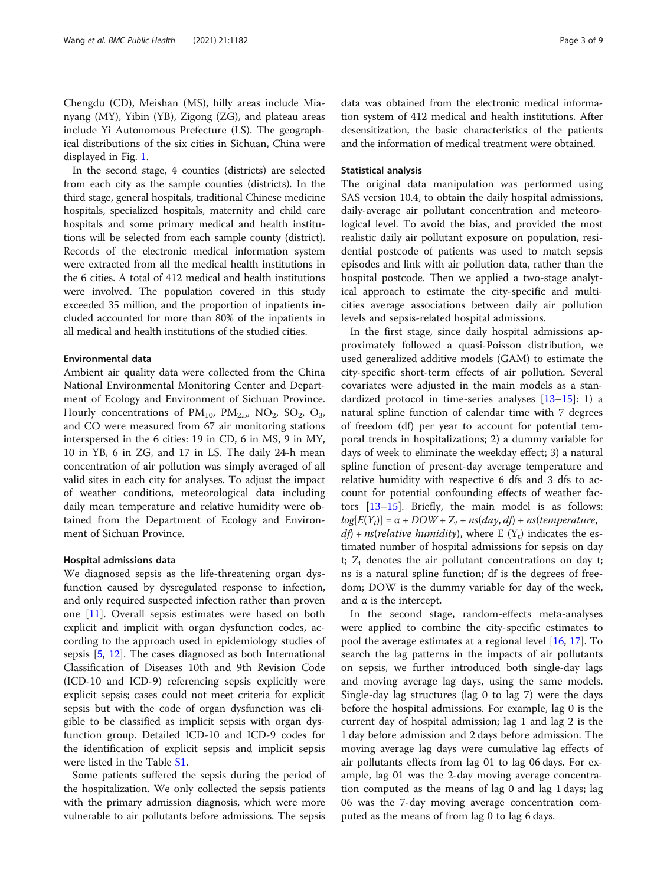Chengdu (CD), Meishan (MS), hilly areas include Mianyang (MY), Yibin (YB), Zigong (ZG), and plateau areas include Yi Autonomous Prefecture (LS). The geographical distributions of the six cities in Sichuan, China were displayed in Fig. 1.

In the second stage, 4 counties (districts) are selected from each city as the sample counties (districts). In the third stage, general hospitals, traditional Chinese medicine hospitals, specialized hospitals, maternity and child care hospitals and some primary medical and health institutions will be selected from each sample county (district). Records of the electronic medical information system were extracted from all the medical health institutions in the 6 cities. A total of 412 medical and health institutions were involved. The population covered in this study exceeded 35 million, and the proportion of inpatients included accounted for more than 80% of the inpatients in all medical and health institutions of the studied cities.

### Environmental data

Ambient air quality data were collected from the China National Environmental Monitoring Center and Department of Ecology and Environment of Sichuan Province. Hourly concentrations of $PM_{10}$, $PM_{2.5}$, $NO_2$, $SO_2$, $O_3$, and CO were measured from 67 air monitoring stations interspersed in the 6 cities: 19 in CD, 6 in MS, 9 in MY, 10 in YB, 6 in ZG, and 17 in LS. The daily 24-h mean concentration of air pollution was simply averaged of all valid sites in each city for analyses. To adjust the impact of weather conditions, meteorological data including daily mean temperature and relative humidity were obtained from the Department of Ecology and Environment of Sichuan Province.

### Hospital admissions data

We diagnosed sepsis as the life-threatening organ dysfunction caused by dysregulated response to infection, and only required suspected infection rather than proven one [11]. Overall sepsis estimates were based on both explicit and implicit with organ dysfunction codes, according to the approach used in epidemiology studies of sepsis [5, 12]. The cases diagnosed as both International Classification of Diseases 10th and 9th Revision Code (ICD-10 and ICD-9) referencing sepsis explicitly were explicit sepsis; cases could not meet criteria for explicit sepsis but with the code of organ dysfunction was eligible to be classified as implicit sepsis with organ dysfunction group. Detailed ICD-10 and ICD-9 codes for the identification of explicit sepsis and implicit sepsis were listed in the Table S1.

Some patients suffered the sepsis during the period of the hospitalization. We only collected the sepsis patients with the primary admission diagnosis, which were more vulnerable to air pollutants before admissions. The sepsis data was obtained from the electronic medical information system of 412 medical and health institutions. After desensitization, the basic characteristics of the patients and the information of medical treatment were obtained.

### Statistical analysis

The original data manipulation was performed using SAS version 10.4, to obtain the daily hospital admissions, daily-average air pollutant concentration and meteorological level. To avoid the bias, and provided the most realistic daily air pollutant exposure on population, residential postcode of patients was used to match sepsis episodes and link with air pollution data, rather than the hospital postcode. Then we applied a two-stage analytical approach to estimate the city-specific and multi-cities average associations between daily air pollution levels and sepsis-related hospital admissions.

In the first stage, since daily hospital admissions approximately followed a quasi-Poisson distribution, we used generalized additive models (GAM) to estimate the city-specific short-term effects of air pollution. Several covariates were adjusted in the main models as a standardized protocol in time-series analyses [13–15]: 1) a natural spline function of calendar time with 7 degrees of freedom (df) per year to account for potential temporal trends in hospitalizations; 2) a dummy variable for days of week to eliminate the weekday effect; 3) a natural spline function of present-day average temperature and relative humidity with respective 6 dfs and 3 dfs to account for potential confounding effects of weather factors [13–15]. Briefly, the main model is as follows: $log[E(Y_t)] = \alpha + DOW + Z_t + ns(day, df) + ns(temperature, df) + ns(relative\ humidity)$, where $E(Y_t)$ indicates the estimated number of hospital admissions for sepsis on day t; $Z_t$ denotes the air pollutant concentrations on day t; ns is a natural spline function; df is the degrees of freedom; DOW is the dummy variable for day of the week, and α is the intercept.

In the second stage, random-effects meta-analyses were applied to combine the city-specific estimates to pool the average estimates at a regional level [16, 17]. To search the lag patterns in the impacts of air pollutants on sepsis, we further introduced both single-day lags and moving average lag days, using the same models. Single-day lag structures (lag 0 to lag 7) were the days before the hospital admissions. For example, lag 0 is the current day of hospital admission; lag 1 and lag 2 is the 1 day before admission and 2 days before admission. The moving average lag days were cumulative lag effects of air pollutants effects from lag 01 to lag 06 days. For example, lag 01 was the 2-day moving average concentration computed as the means of lag 0 and lag 1 days; lag 06 was the 7-day moving average concentration computed as the means of from lag 0 to lag 6 days.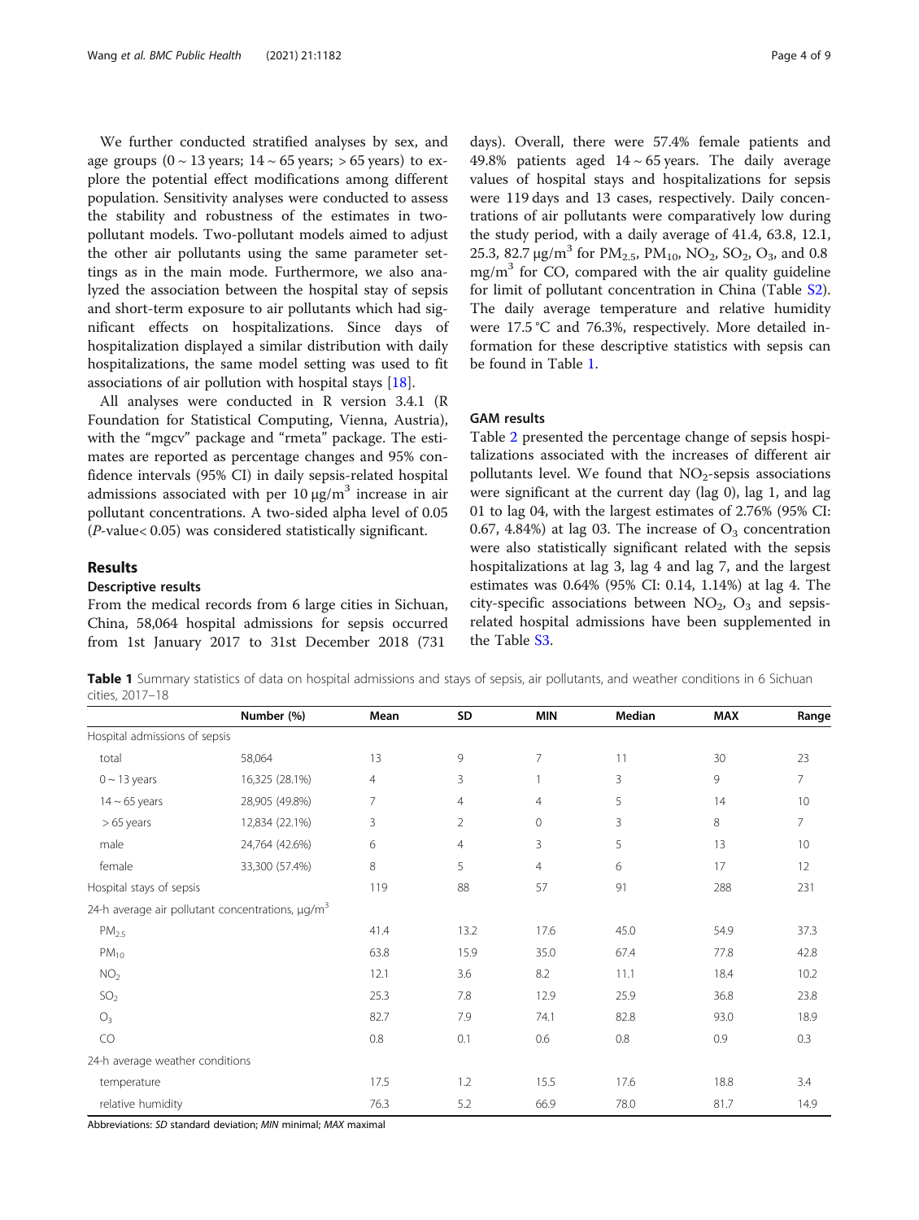We further conducted stratified analyses by sex, and age groups (0 ~ 13 years; 14 ~ 65 years; > 65 years) to explore the potential effect modifications among different population. Sensitivity analyses were conducted to assess the stability and robustness of the estimates in two-pollutant models. Two-pollutant models aimed to adjust the other air pollutants using the same parameter settings as in the main mode. Furthermore, we also analyzed the association between the hospital stay of sepsis and short-term exposure to air pollutants which had significant effects on hospitalizations. Since days of hospitalization displayed a similar distribution with daily hospitalizations, the same model setting was used to fit associations of air pollution with hospital stays [18].

All analyses were conducted in R version 3.4.1 (R Foundation for Statistical Computing, Vienna, Austria), with the "mgcv" package and "rmeta" package. The estimates are reported as percentage changes and 95% confidence intervals (95% CI) in daily sepsis-related hospital admissions associated with per 10 μg/m$^3$ increase in air pollutant concentrations. A two-sided alpha level of 0.05 (*P*-value< 0.05) was considered statistically significant.

## Results

### Descriptive results

From the medical records from 6 large cities in Sichuan, China, 58,064 hospital admissions for sepsis occurred from 1st January 2017 to 31st December 2018 (731 days). Overall, there were 57.4% female patients and 49.8% patients aged 14 ~ 65 years. The daily average values of hospital stays and hospitalizations for sepsis were 119 days and 13 cases, respectively. Daily concentrations of air pollutants were comparatively low during the study period, with a daily average of 41.4, 63.8, 12.1, 25.3, 82.7 μg/m$^3$ for $PM_{2.5}$, $PM_{10}$, $NO_2$, $SO_2$, $O_3$, and 0.8 mg/m$^3$ for CO, compared with the air quality guideline for limit of pollutant concentration in China (Table S2). The daily average temperature and relative humidity were 17.5 °C and 76.3%, respectively. More detailed information for these descriptive statistics with sepsis can be found in Table 1.

### GAM results

Table 2 presented the percentage change of sepsis hospitalizations associated with the increases of different air pollutants level. We found that $NO_2$-sepsis associations were significant at the current day (lag 0), lag 1, and lag 01 to lag 04, with the largest estimates of 2.76% (95% CI: 0.67, 4.84%) at lag 03. The increase of $O_3$ concentration were also statistically significant related with the sepsis hospitalizations at lag 3, lag 4 and lag 7, and the largest estimates was 0.64% (95% CI: 0.14, 1.14%) at lag 4. The city-specific associations between $NO_2$, $O_3$ and sepsis-related hospital admissions have been supplemented in the Table S3.

**Table 1** Summary statistics of data on hospital admissions and stays of sepsis, air pollutants, and weather conditions in 6 Sichuan cities, 2017–18

| | Number (%) | Mean | SD | MIN | Median | MAX | Range |
|---|---|---|---|---|---|---|---|
| Hospital admissions of sepsis | | | | | | | |
| total | 58,064 | 13 | 9 | 7 | 11 | 30 | 23 |
| 0 ~ 13 years | 16,325 (28.1%) | 4 | 3 | 1 | 3 | 9 | 7 |
| 14 ~ 65 years | 28,905 (49.8%) | 7 | 4 | 4 | 5 | 14 | 10 |
| > 65 years | 12,834 (22.1%) | 3 | 2 | 0 | 3 | 8 | 7 |
| male | 24,764 (42.6%) | 6 | 4 | 3 | 5 | 13 | 10 |
| female | 33,300 (57.4%) | 8 | 5 | 4 | 6 | 17 | 12 |
| Hospital stays of sepsis | | 119 | 88 | 57 | 91 | 288 | 231 |
| 24-h average air pollutant concentrations, μg/m$^3$ | | | | | | | |
| $PM_{2.5}$ | | 41.4 | 13.2 | 17.6 | 45.0 | 54.9 | 37.3 |
| $PM_{10}$ | | 63.8 | 15.9 | 35.0 | 67.4 | 77.8 | 42.8 |
| $NO_2$ | | 12.1 | 3.6 | 8.2 | 11.1 | 18.4 | 10.2 |
| $SO_2$ | | 25.3 | 7.8 | 12.9 | 25.9 | 36.8 | 23.8 |
| $O_3$ | | 82.7 | 7.9 | 74.1 | 82.8 | 93.0 | 18.9 |
| CO | | 0.8 | 0.1 | 0.6 | 0.8 | 0.9 | 0.3 |
| 24-h average weather conditions | | | | | | | |
| temperature | | 17.5 | 1.2 | 15.5 | 17.6 | 18.8 | 3.4 |
| relative humidity | | 76.3 | 5.2 | 66.9 | 78.0 | 81.7 | 14.9 |

Abbreviations: *SD* standard deviation; *MIN* minimal; *MAX* maximal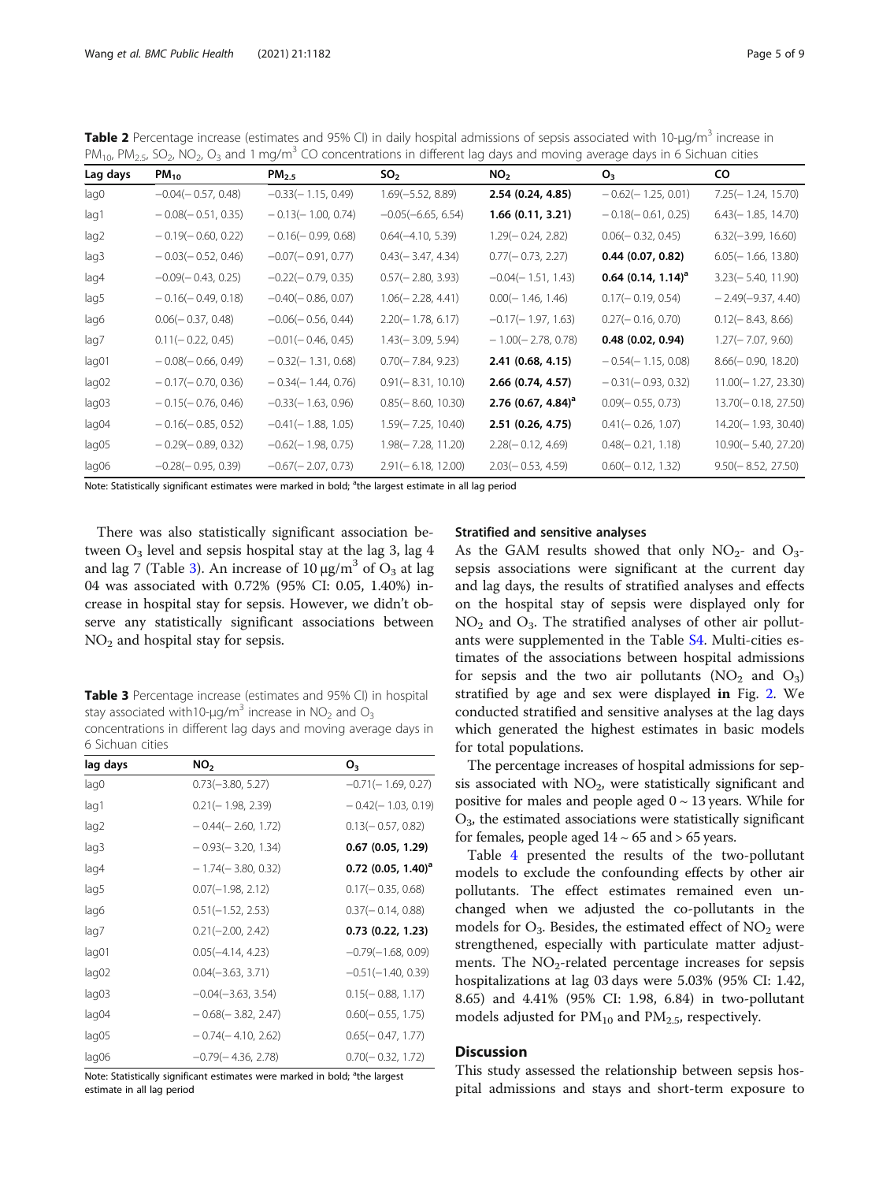**Table 2** Percentage increase (estimates and 95% CI) in daily hospital admissions of sepsis associated with 10-μg/m$^3$ increase in $PM_{10}$, $PM_{2.5}$, $SO_2$, $NO_2$, $O_3$ and 1 mg/m$^3$ CO concentrations in different lag days and moving average days in 6 Sichuan cities

| Lag days | $PM_{10}$ | $PM_{2.5}$ | $SO_2$ | $NO_2$ | $O_3$ | CO |
|---|---|---|---|---|---|---|
| lag0 | −0.04(− 0.57, 0.48) | −0.33(− 1.15, 0.49) | 1.69(−5.52, 8.89) | **2.54 (0.24, 4.85)** | − 0.62(− 1.25, 0.01) | 7.25(− 1.24, 15.70) |
| lag1 | − 0.08(− 0.51, 0.35) | − 0.13(− 1.00, 0.74) | −0.05(−6.65, 6.54) | **1.66 (0.11, 3.21)** | − 0.18(− 0.61, 0.25) | 6.43(− 1.85, 14.70) |
| lag2 | − 0.19(− 0.60, 0.22) | − 0.16(− 0.99, 0.68) | 0.64(−4.10, 5.39) | 1.29(− 0.24, 2.82) | 0.06(− 0.32, 0.45) | 6.32(−3.99, 16.60) |
| lag3 | − 0.03(− 0.52, 0.46) | −0.07(− 0.91, 0.77) | 0.43(− 3.47, 4.34) | 0.77(− 0.73, 2.27) | **0.44 (0.07, 0.82)** | 6.05(− 1.66, 13.80) |
| lag4 | −0.09(− 0.43, 0.25) | −0.22(− 0.79, 0.35) | 0.57(− 2.80, 3.93) | −0.04(− 1.51, 1.43) | **0.64 (0.14, 1.14)[a]** | 3.23(− 5.40, 11.90) |
| lag5 | − 0.16(− 0.49, 0.18) | −0.40(− 0.86, 0.07) | 1.06(− 2.28, 4.41) | 0.00(− 1.46, 1.46) | 0.17(− 0.19, 0.54) | − 2.49(−9.37, 4.40) |
| lag6 | 0.06(− 0.37, 0.48) | −0.06(− 0.56, 0.44) | 2.20(− 1.78, 6.17) | −0.17(− 1.97, 1.63) | 0.27(− 0.16, 0.70) | 0.12(− 8.43, 8.66) |
| lag7 | 0.11(− 0.22, 0.45) | −0.01(− 0.46, 0.45) | 1.43(− 3.09, 5.94) | − 1.00(− 2.78, 0.78) | **0.48 (0.02, 0.94)** | 1.27(− 7.07, 9.60) |
| lag01 | − 0.08(− 0.66, 0.49) | − 0.32(− 1.31, 0.68) | 0.70(− 7.84, 9.23) | **2.41 (0.68, 4.15)** | − 0.54(− 1.15, 0.08) | 8.66(− 0.90, 18.20) |
| lag02 | − 0.17(− 0.70, 0.36) | − 0.34(− 1.44, 0.76) | 0.91(− 8.31, 10.10) | **2.66 (0.74, 4.57)** | − 0.31(− 0.93, 0.32) | 11.00(− 1.27, 23.30) |
| lag03 | − 0.15(− 0.76, 0.46) | −0.33(− 1.63, 0.96) | 0.85(− 8.60, 10.30) | **2.76 (0.67, 4.84)[a]** | 0.09(− 0.55, 0.73) | 13.70(− 0.18, 27.50) |
| lag04 | − 0.16(− 0.85, 0.52) | −0.41(− 1.88, 1.05) | 1.59(− 7.25, 10.40) | **2.51 (0.26, 4.75)** | 0.41(− 0.26, 1.07) | 14.20(− 1.93, 30.40) |
| lag05 | − 0.29(− 0.89, 0.32) | −0.62(− 1.98, 0.75) | 1.98(− 7.28, 11.20) | 2.28(− 0.12, 4.69) | 0.48(− 0.21, 1.18) | 10.90(− 5.40, 27.20) |
| lag06 | −0.28(− 0.95, 0.39) | −0.67(− 2.07, 0.73) | 2.91(− 6.18, 12.00) | 2.03(− 0.53, 4.59) | 0.60(− 0.12, 1.32) | 9.50(− 8.52, 27.50) |

Note: Statistically significant estimates were marked in bold; [a]the largest estimate in all lag period

There was also statistically significant association between $O_3$ level and sepsis hospital stay at the lag 3, lag 4 and lag 7 (Table 3). An increase of 10 μg/m$^3$ of $O_3$ at lag 04 was associated with 0.72% (95% CI: 0.05, 1.40%) increase in hospital stay for sepsis. However, we didn't observe any statistically significant associations between $NO_2$ and hospital stay for sepsis.

**Table 3** Percentage increase (estimates and 95% CI) in hospital stay associated with10-μg/m$^3$ increase in $NO_2$ and $O_3$ concentrations in different lag days and moving average days in 6 Sichuan cities

| lag days | $NO_2$ | $O_3$ |
|---|---|---|
| lag0 | 0.73(−3.80, 5.27) | −0.71(− 1.69, 0.27) |
| lag1 | 0.21(− 1.98, 2.39) | − 0.42(− 1.03, 0.19) |
| lag2 | − 0.44(− 2.60, 1.72) | 0.13(− 0.57, 0.82) |
| lag3 | − 0.93(− 3.20, 1.34) | **0.67 (0.05, 1.29)** |
| lag4 | − 1.74(− 3.80, 0.32) | **0.72 (0.05, 1.40)[a]** |
| lag5 | 0.07(−1.98, 2.12) | 0.17(− 0.35, 0.68) |
| lag6 | 0.51(−1.52, 2.53) | 0.37(− 0.14, 0.88) |
| lag7 | 0.21(−2.00, 2.42) | **0.73 (0.22, 1.23)** |
| lag01 | 0.05(−4.14, 4.23) | −0.79(−1.68, 0.09) |
| lag02 | 0.04(−3.63, 3.71) | −0.51(−1.40, 0.39) |
| lag03 | −0.04(−3.63, 3.54) | 0.15(− 0.88, 1.17) |
| lag04 | − 0.68(− 3.82, 2.47) | 0.60(− 0.55, 1.75) |
| lag05 | − 0.74(− 4.10, 2.62) | 0.65(− 0.47, 1.77) |
| lag06 | −0.79(− 4.36, 2.78) | 0.70(− 0.32, 1.72) |

Note: Statistically significant estimates were marked in bold; [a]the largest estimate in all lag period

### Stratified and sensitive analyses

As the GAM results showed that only $NO_2$- and $O_3$-sepsis associations were significant at the current day and lag days, the results of stratified analyses and effects on the hospital stay of sepsis were displayed only for $NO_2$ and $O_3$. The stratified analyses of other air pollutants were supplemented in the Table S4. Multi-cities estimates of the associations between hospital admissions for sepsis and the two air pollutants ($NO_2$ and $O_3$) stratified by age and sex were displayed **in** Fig. 2. We conducted stratified and sensitive analyses at the lag days which generated the highest estimates in basic models for total populations.

The percentage increases of hospital admissions for sepsis associated with $NO_2$, were statistically significant and positive for males and people aged 0 ~ 13 years. While for $O_3$, the estimated associations were statistically significant for females, people aged 14 ~ 65 and > 65 years.

Table 4 presented the results of the two-pollutant models to exclude the confounding effects by other air pollutants. The effect estimates remained even unchanged when we adjusted the co-pollutants in the models for $O_3$. Besides, the estimated effect of $NO_2$ were strengthened, especially with particulate matter adjustments. The $NO_2$-related percentage increases for sepsis hospitalizations at lag 03 days were 5.03% (95% CI: 1.42, 8.65) and 4.41% (95% CI: 1.98, 6.84) in two-pollutant models adjusted for $PM_{10}$ and $PM_{2.5}$, respectively.

## Discussion

This study assessed the relationship between sepsis hospital admissions and stays and short-term exposure to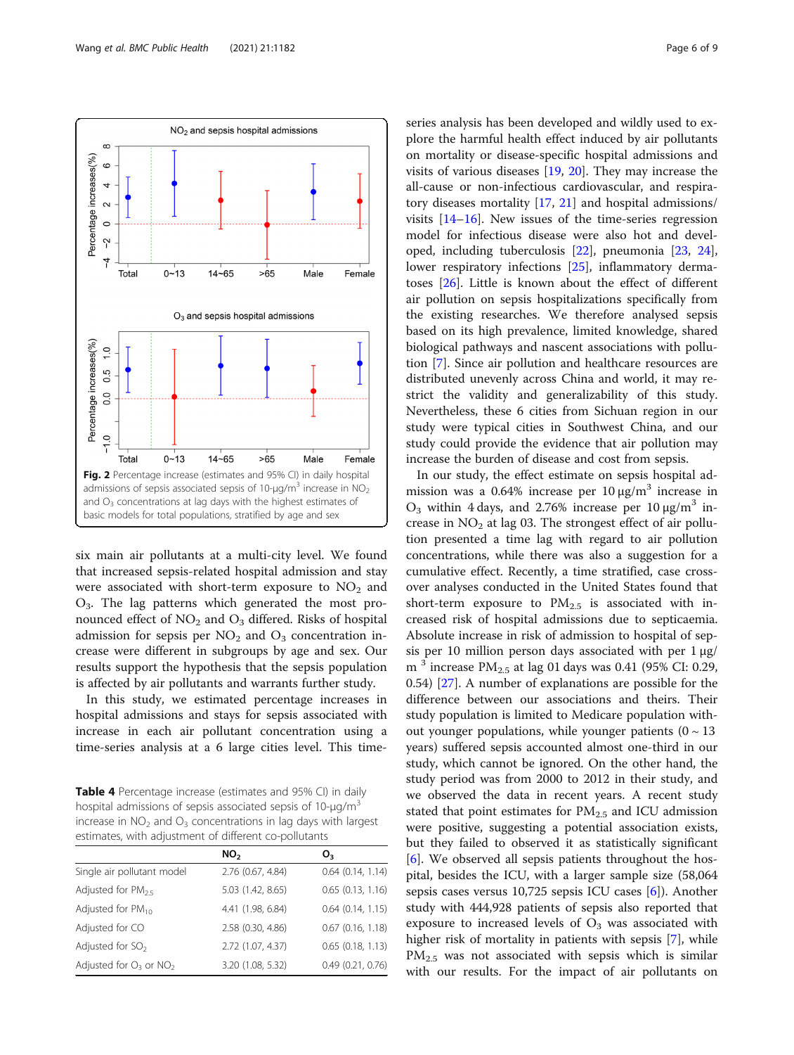Fig. 2 Percentage increase (estimates and 95% CI) in daily hospital admissions of sepsis associated sepsis of 10-μg/m$^3$ increase in $NO_2$ and $O_3$ concentrations at lag days with the highest estimates of basic models for total populations, stratified by age and sex

six main air pollutants at a multi-city level. We found that increased sepsis-related hospital admission and stay were associated with short-term exposure to $NO_2$ and $O_3$. The lag patterns which generated the most pronounced effect of $NO_2$ and $O_3$ differed. Risks of hospital admission for sepsis per $NO_2$ and $O_3$ concentration increase were different in subgroups by age and sex. Our results support the hypothesis that the sepsis population is affected by air pollutants and warrants further study.

In this study, we estimated percentage increases in hospital admissions and stays for sepsis associated with increase in each air pollutant concentration using a time-series analysis at a 6 large cities level. This time-series analysis has been developed and wildly used to explore the harmful health effect induced by air pollutants on mortality or disease-specific hospital admissions and visits of various diseases [19, 20]. They may increase the all-cause or non-infectious cardiovascular, and respiratory diseases mortality [17, 21] and hospital admissions/visits [14–16]. New issues of the time-series regression model for infectious disease were also hot and developed, including tuberculosis [22], pneumonia [23, 24], lower respiratory infections [25], inflammatory dermatoses [26]. Little is known about the effect of different air pollution on sepsis hospitalizations specifically from the existing researches. We therefore analysed sepsis based on its high prevalence, limited knowledge, shared biological pathways and nascent associations with pollution [7]. Since air pollution and healthcare resources are distributed unevenly across China and world, it may restrict the validity and generalizability of this study. Nevertheless, these 6 cities from Sichuan region in our study were typical cities in Southwest China, and our study could provide the evidence that air pollution may increase the burden of disease and cost from sepsis.

**Table 4** Percentage increase (estimates and 95% CI) in daily hospital admissions of sepsis associated sepsis of 10-μg/m$^3$ increase in $NO_2$ and $O_3$ concentrations in lag days with largest estimates, with adjustment of different co-pollutants

| | $NO_2$ | $O_3$ |
|---|---|---|
| Single air pollutant model | 2.76 (0.67, 4.84) | 0.64 (0.14, 1.14) |
| Adjusted for $PM_{2.5}$ | 5.03 (1.42, 8.65) | 0.65 (0.13, 1.16) |
| Adjusted for $PM_{10}$ | 4.41 (1.98, 6.84) | 0.64 (0.14, 1.15) |
| Adjusted for CO | 2.58 (0.30, 4.86) | 0.67 (0.16, 1.18) |
| Adjusted for $SO_2$ | 2.72 (1.07, 4.37) | 0.65 (0.18, 1.13) |
| Adjusted for $O_3$ or $NO_2$ | 3.20 (1.08, 5.32) | 0.49 (0.21, 0.76) |

In our study, the effect estimate on sepsis hospital admission was a 0.64% increase per 10 μg/m$^3$ increase in $O_3$ within 4 days, and 2.76% increase per 10 μg/m$^3$ increase in $NO_2$ at lag 03. The strongest effect of air pollution presented a time lag with regard to air pollution concentrations, while there was also a suggestion for a cumulative effect. Recently, a time stratified, case crossover analyses conducted in the United States found that short-term exposure to $PM_{2.5}$ is associated with increased risk of hospital admissions due to septicaemia. Absolute increase in risk of admission to hospital of sepsis per 10 million person days associated with per 1 μg/m$^3$ increase $PM_{2.5}$ at lag 01 days was 0.41 (95% CI: 0.29, 0.54) [27]. A number of explanations are possible for the difference between our associations and theirs. Their study population is limited to Medicare population without younger populations, while younger patients (0 ~ 13 years) suffered sepsis accounted almost one-third in our study, which cannot be ignored. On the other hand, the study period was from 2000 to 2012 in their study, and we observed the data in recent years. A recent study stated that point estimates for $PM_{2.5}$ and ICU admission were positive, suggesting a potential association exists, but they failed to observed it as statistically significant [6]. We observed all sepsis patients throughout the hospital, besides the ICU, with a larger sample size (58,064 sepsis cases versus 10,725 sepsis ICU cases [6]). Another study with 444,928 patients of sepsis also reported that exposure to increased levels of $O_3$ was associated with higher risk of mortality in patients with sepsis [7], while $PM_{2.5}$ was not associated with sepsis which is similar with our results. For the impact of air pollutants on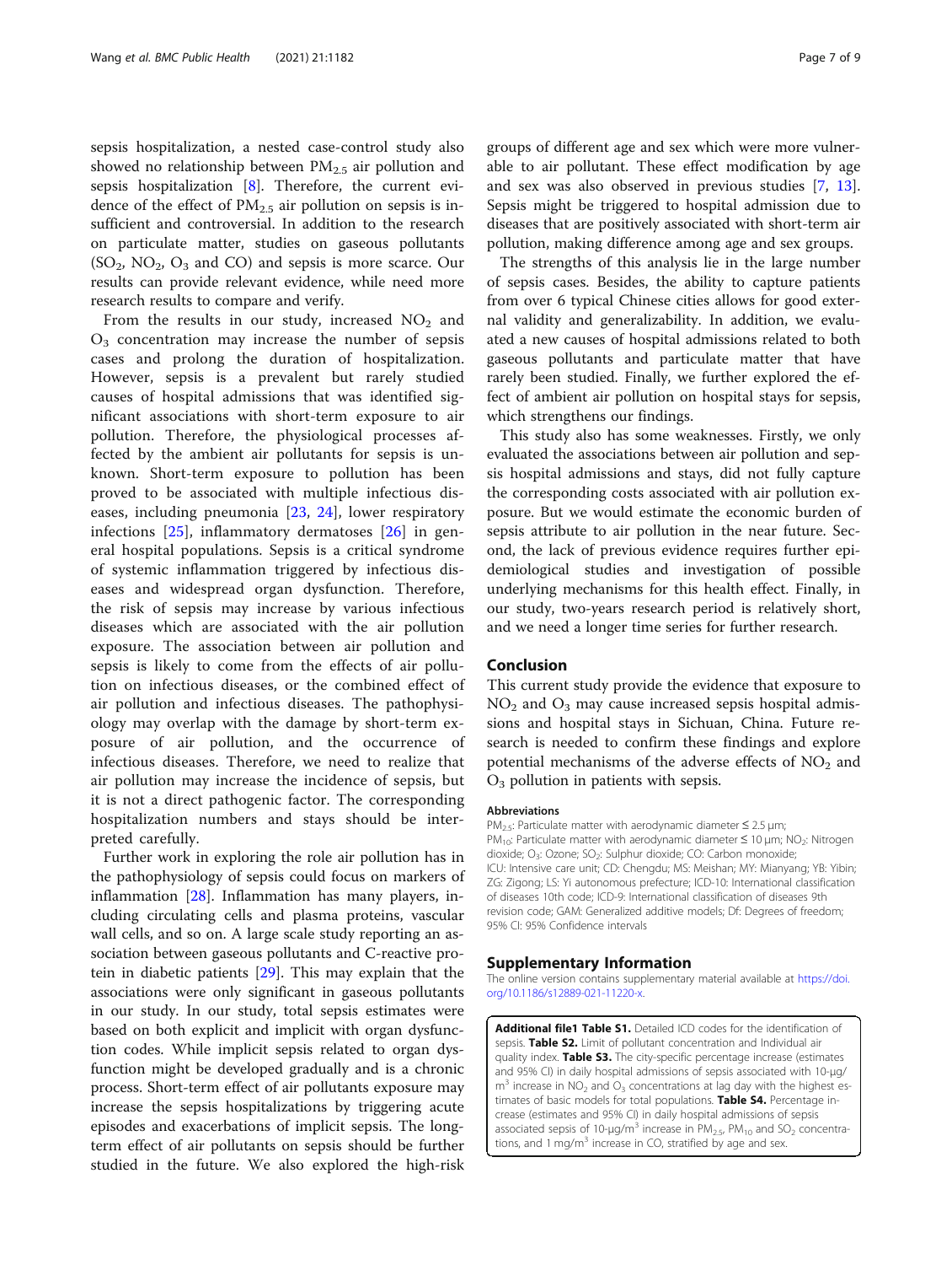sepsis hospitalization, a nested case-control study also showed no relationship between $PM_{2.5}$ air pollution and sepsis hospitalization [8]. Therefore, the current evidence of the effect of $PM_{2.5}$ air pollution on sepsis is insufficient and controversial. In addition to the research on particulate matter, studies on gaseous pollutants ($SO_2$, $NO_2$, $O_3$ and CO) and sepsis is more scarce. Our results can provide relevant evidence, while need more research results to compare and verify.

From the results in our study, increased $NO_2$ and $O_3$ concentration may increase the number of sepsis cases and prolong the duration of hospitalization. However, sepsis is a prevalent but rarely studied causes of hospital admissions that was identified significant associations with short-term exposure to air pollution. Therefore, the physiological processes affected by the ambient air pollutants for sepsis is unknown. Short-term exposure to pollution has been proved to be associated with multiple infectious diseases, including pneumonia [23, 24], lower respiratory infections [25], inflammatory dermatoses [26] in general hospital populations. Sepsis is a critical syndrome of systemic inflammation triggered by infectious diseases and widespread organ dysfunction. Therefore, the risk of sepsis may increase by various infectious diseases which are associated with the air pollution exposure. The association between air pollution and sepsis is likely to come from the effects of air pollution on infectious diseases, or the combined effect of air pollution and infectious diseases. The pathophysiology may overlap with the damage by short-term exposure of air pollution, and the occurrence of infectious diseases. Therefore, we need to realize that air pollution may increase the incidence of sepsis, but it is not a direct pathogenic factor. The corresponding hospitalization numbers and stays should be interpreted carefully.

Further work in exploring the role air pollution has in the pathophysiology of sepsis could focus on markers of inflammation [28]. Inflammation has many players, including circulating cells and plasma proteins, vascular wall cells, and so on. A large scale study reporting an association between gaseous pollutants and C-reactive protein in diabetic patients [29]. This may explain that the associations were only significant in gaseous pollutants in our study. In our study, total sepsis estimates were based on both explicit and implicit with organ dysfunction codes. While implicit sepsis related to organ dysfunction might be developed gradually and is a chronic process. Short-term effect of air pollutants exposure may increase the sepsis hospitalizations by triggering acute episodes and exacerbations of implicit sepsis. The long-term effect of air pollutants on sepsis should be further studied in the future. We also explored the high-risk groups of different age and sex which were more vulnerable to air pollutant. These effect modification by age and sex was also observed in previous studies [7, 13]. Sepsis might be triggered to hospital admission due to diseases that are positively associated with short-term air pollution, making difference among age and sex groups.

The strengths of this analysis lie in the large number of sepsis cases. Besides, the ability to capture patients from over 6 typical Chinese cities allows for good external validity and generalizability. In addition, we evaluated a new causes of hospital admissions related to both gaseous pollutants and particulate matter that have rarely been studied. Finally, we further explored the effect of ambient air pollution on hospital stays for sepsis, which strengthens our findings.

This study also has some weaknesses. Firstly, we only evaluated the associations between air pollution and sepsis hospital admissions and stays, did not fully capture the corresponding costs associated with air pollution exposure. But we would estimate the economic burden of sepsis attribute to air pollution in the near future. Second, the lack of previous evidence requires further epidemiological studies and investigation of possible underlying mechanisms for this health effect. Finally, in our study, two-years research period is relatively short, and we need a longer time series for further research.

## Conclusion

This current study provide the evidence that exposure to $NO_2$ and $O_3$ may cause increased sepsis hospital admissions and hospital stays in Sichuan, China. Future research is needed to confirm these findings and explore potential mechanisms of the adverse effects of $NO_2$ and $O_3$ pollution in patients with sepsis.

### Abbreviations

$PM_{2.5}$: Particulate matter with aerodynamic diameter ≤ 2.5 μm; $PM_{10}$: Particulate matter with aerodynamic diameter ≤ 10 μm; $NO_2$: Nitrogen dioxide; $O_3$: Ozone; $SO_2$: Sulphur dioxide; CO: Carbon monoxide; ICU: Intensive care unit; CD: Chengdu; MS: Meishan; MY: Mianyang; YB: Yibin; ZG: Zigong; LS: Yi autonomous prefecture; ICD-10: International classification of diseases 10th code; ICD-9: International classification of diseases 9th revision code; GAM: Generalized additive models; Df: Degrees of freedom; 95% CI: 95% Confidence intervals

## Supplementary Information

The online version contains supplementary material available at https://doi.org/10.1186/s12889-021-11220-x.

**Additional file1 Table S1.** Detailed ICD codes for the identification of sepsis. **Table S2.** Limit of pollutant concentration and Individual air quality index. **Table S3.** The city-specific percentage increase (estimates and 95% CI) in daily hospital admissions of sepsis associated with 10-μg/$m^3$ increase in $NO_2$ and $O_3$ concentrations at lag day with the highest estimates of basic models for total populations. **Table S4.** Percentage increase (estimates and 95% CI) in daily hospital admissions of sepsis associated sepsis of 10-μg/$m^3$ increase in $PM_{2.5}$, $PM_{10}$ and $SO_2$ concentrations, and 1 mg/$m^3$ increase in CO, stratified by age and sex.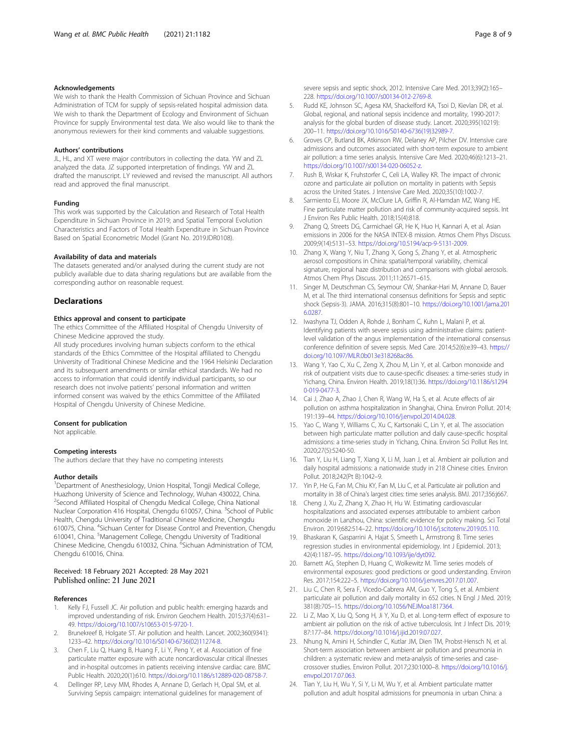### Acknowledgements

We wish to thank the Health Commission of Sichuan Province and Sichuan Administration of TCM for supply of sepsis-related hospital admission data. We wish to thank the Department of Ecology and Environment of Sichuan Province for supply Environmental test data. We also would like to thank the anonymous reviewers for their kind comments and valuable suggestions.

### Authors' contributions

JL, HL, and XT were major contributors in collecting the data. YW and ZL analyzed the data. JZ supported interpretation of findings. YW and ZL drafted the manuscript. LY reviewed and revised the manuscript. All authors read and approved the final manuscript.

### Funding

This work was supported by the Calculation and Research of Total Health Expenditure in Sichuan Province in 2019; and Spatial Temporal Evolution Characteristics and Factors of Total Health Expenditure in Sichuan Province Based on Spatial Econometric Model (Grant No. 2019JDR0108).

### Availability of data and materials

The datasets generated and/or analysed during the current study are not publicly available due to data sharing regulations but are available from the corresponding author on reasonable request.

## Declarations

### Ethics approval and consent to participate

The ethics Committee of the Affiliated Hospital of Chengdu University of Chinese Medicine approved the study.

All study procedures involving human subjects conform to the ethical standards of the Ethics Committee of the Hospital affiliated to Chengdu University of Traditional Chinese Medicine and the 1964 Helsinki Declaration and its subsequent amendments or similar ethical standards. We had no access to information that could identify individual participants, so our research does not involve patients' personal information and written informed consent was waived by the ethics Committee of the Affiliated Hospital of Chengdu University of Chinese Medicine.

### Consent for publication

Not applicable.

### Competing interests

The authors declare that they have no competing interests

### Author details

[1]Department of Anesthesiology, Union Hospital, Tongji Medical College, Huazhong University of Science and Technology, Wuhan 430022, China. [2]Second Affiliated Hospital of Chengdu Medical College, China National Nuclear Corporation 416 Hospital, Chengdu 610057, China. [3]School of Public Health, Chengdu University of Traditional Chinese Medicine, Chengdu 610075, China. [4]Sichuan Center for Disease Control and Prevention, Chengdu 610041, China. [5]Management College, Chengdu University of Traditional Chinese Medicine, Chengdu 610032, China. [6]Sichuan Administration of TCM, Chengdu 610016, China.

Received: 18 February 2021 Accepted: 28 May 2021
Published online: 21 June 2021

### References

1. Kelly FJ, Fussell JC. Air pollution and public health: emerging hazards and improved understanding of risk. Environ Geochem Health. 2015;37(4):631–49. https://doi.org/10.1007/s10653-015-9720-1.
2. Brunekreef B, Holgate ST. Air pollution and health. Lancet. 2002;360(9341):1233–42. https://doi.org/10.1016/S0140-6736(02)11274-8.
3. Chen F, Liu Q, Huang B, Huang F, Li Y, Peng Y, et al. Association of fine particulate matter exposure with acute noncardiovascular critical illnesses and in-hospital outcomes in patients receiving intensive cardiac care. BMC Public Health. 2020;20(1):610. https://doi.org/10.1186/s12889-020-08758-7.
4. Dellinger RP, Levy MM, Rhodes A, Annane D, Gerlach H, Opal SM, et al. Surviving Sepsis campaign: international guidelines for management of severe sepsis and septic shock, 2012. Intensive Care Med. 2013;39(2):165–228. https://doi.org/10.1007/s00134-012-2769-8.
5. Rudd KE, Johnson SC, Agesa KM, Shackelford KA, Tsoi D, Kievlan DR, et al. Global, regional, and national sepsis incidence and mortality, 1990-2017: analysis for the global burden of disease study. Lancet. 2020;395(10219):200–11. https://doi.org/10.1016/S0140-6736(19)32989-7.
6. Groves CP, Butland BK, Atkinson RW, Delaney AP, Pilcher DV. Intensive care admissions and outcomes associated with short-term exposure to ambient air pollution: a time series analysis. Intensive Care Med. 2020;46(6):1213–21. https://doi.org/10.1007/s00134-020-06052-z.
7. Rush B, Wiskar K, Fruhstorfer C, Celi LA, Walley KR. The impact of chronic ozone and particulate air pollution on mortality in patients with Sepsis across the United States. J Intensive Care Med. 2020;35(10):1002-7.
8. Sarmiento EJ, Moore JX, McClure LA, Griffin R, Al-Hamdan MZ, Wang HE. Fine particulate matter pollution and risk of community-acquired sepsis. Int J Environ Res Public Health. 2018;15(4):818.
9. Zhang Q, Streets DG, Carmichael GR, He K, Huo H, Kannari A, et al. Asian emissions in 2006 for the NASA INTEX-B mission. Atmos Chem Phys Discuss. 2009;9(14):5131–53. https://doi.org/10.5194/acp-9-5131-2009.
10. Zhang X, Wang Y, Niu T, Zhang X, Gong S, Zhang Y, et al. Atmospheric aerosol compositions in China: spatial/temporal variability, chemical signature, regional haze distribution and comparisons with global aerosols. Atmos Chem Phys Discuss. 2011;11:26571–615.
11. Singer M, Deutschman CS, Seymour CW, Shankar-Hari M, Annane D, Bauer M, et al. The third international consensus definitions for Sepsis and septic shock (Sepsis-3). JAMA. 2016;315(8):801–10. https://doi.org/10.1001/jama.2016.0287.
12. Iwashyna TJ, Odden A, Rohde J, Bonham C, Kuhn L, Malani P, et al. Identifying patients with severe sepsis using administrative claims: patient-level validation of the angus implementation of the international consensus conference definition of severe sepsis. Med Care. 2014;52(6):e39–43. https://doi.org/10.1097/MLR.0b013e318268ac86.
13. Wang Y, Yao C, Xu C, Zeng X, Zhou M, Lin Y, et al. Carbon monoxide and risk of outpatient visits due to cause-specific diseases: a time-series study in Yichang, China. Environ Health. 2019;18(1):36. https://doi.org/10.1186/s12940-019-0477-3.
14. Cai J, Zhao A, Zhao J, Chen R, Wang W, Ha S, et al. Acute effects of air pollution on asthma hospitalization in Shanghai, China. Environ Pollut. 2014;191:139–44. https://doi.org/10.1016/j.envpol.2014.04.028.
15. Yao C, Wang Y, Williams C, Xu C, Kartsonaki C, Lin Y, et al. The association between high particulate matter pollution and daily cause-specific hospital admissions: a time-series study in Yichang, China. Environ Sci Pollut Res Int. 2020;27(5):5240-50.
16. Tian Y, Liu H, Liang T, Xiang X, Li M, Juan J, et al. Ambient air pollution and daily hospital admissions: a nationwide study in 218 Chinese cities. Environ Pollut. 2018;242(Pt B):1042–9.
17. Yin P, He G, Fan M, Chiu KY, Fan M, Liu C, et al. Particulate air pollution and mortality in 38 of China's largest cities: time series analysis. BMJ. 2017;356:j667.
18. Cheng J, Xu Z, Zhang X, Zhao H, Hu W. Estimating cardiovascular hospitalizations and associated expenses attributable to ambient carbon monoxide in Lanzhou, China: scientific evidence for policy making. Sci Total Environ. 2019;682:514–22. https://doi.org/10.1016/j.scitotenv.2019.05.110.
19. Bhaskaran K, Gasparrini A, Hajat S, Smeeth L, Armstrong B. Time series regression studies in environmental epidemiology. Int J Epidemiol. 2013;42(4):1187–95. https://doi.org/10.1093/ije/dyt092.
20. Barnett AG, Stephen D, Huang C, Wolkewitz M. Time series models of environmental exposures: good predictions or good understanding. Environ Res. 2017;154:222–5. https://doi.org/10.1016/j.envres.2017.01.007.
21. Liu C, Chen R, Sera F, Vicedo-Cabrera AM, Guo Y, Tong S, et al. Ambient particulate air pollution and daily mortality in 652 cities. N Engl J Med. 2019;381(8):705–15. https://doi.org/10.1056/NEJMoa1817364.
22. Li Z, Mao X, Liu Q, Song H, Ji Y, Xu D, et al. Long-term effect of exposure to ambient air pollution on the risk of active tuberculosis. Int J Infect Dis. 2019;87:177–84. https://doi.org/10.1016/j.ijid.2019.07.027.
23. Nhung N, Amini H, Schindler C, Kutlar JM, Dien TM, Probst-Hensch N, et al. Short-term association between ambient air pollution and pneumonia in children: a systematic review and meta-analysis of time-series and case-crossover studies. Environ Pollut. 2017;230:1000–8. https://doi.org/10.1016/j.envpol.2017.07.063.
24. Tian Y, Liu H, Wu Y, Si Y, Li M, Wu Y, et al. Ambient particulate matter pollution and adult hospital admissions for pneumonia in urban China: a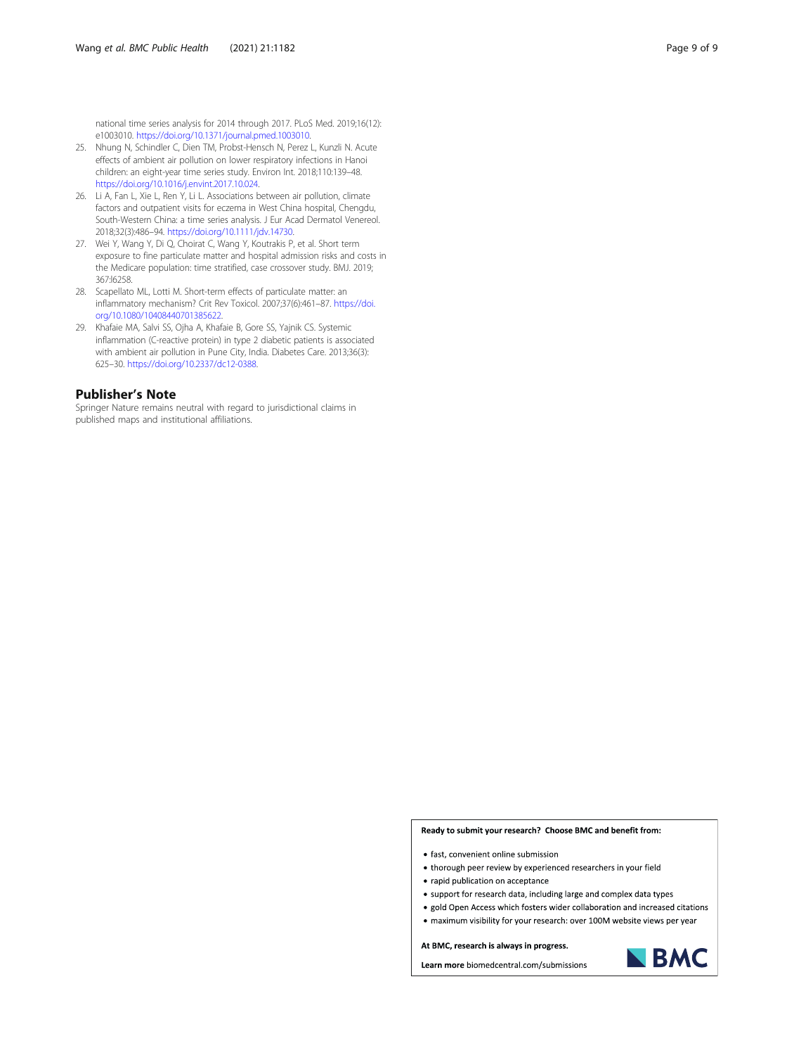national time series analysis for 2014 through 2017. PLoS Med. 2019;16(12): e1003010. https://doi.org/10.1371/journal.pmed.1003010.

25. Nhung N, Schindler C, Dien TM, Probst-Hensch N, Perez L, Kunzli N. Acute effects of ambient air pollution on lower respiratory infections in Hanoi children: an eight-year time series study. Environ Int. 2018;110:139–48. https://doi.org/10.1016/j.envint.2017.10.024.
26. Li A, Fan L, Xie L, Ren Y, Li L. Associations between air pollution, climate factors and outpatient visits for eczema in West China hospital, Chengdu, South-Western China: a time series analysis. J Eur Acad Dermatol Venereol. 2018;32(3):486–94. https://doi.org/10.1111/jdv.14730.
27. Wei Y, Wang Y, Di Q, Choirat C, Wang Y, Koutrakis P, et al. Short term exposure to fine particulate matter and hospital admission risks and costs in the Medicare population: time stratified, case crossover study. BMJ. 2019; 367:l6258.
28. Scapellato ML, Lotti M. Short-term effects of particulate matter: an inflammatory mechanism? Crit Rev Toxicol. 2007;37(6):461–87. https://doi.org/10.1080/10408440701385622.
29. Khafaie MA, Salvi SS, Ojha A, Khafaie B, Gore SS, Yajnik CS. Systemic inflammation (C-reactive protein) in type 2 diabetic patients is associated with ambient air pollution in Pune City, India. Diabetes Care. 2013;36(3): 625–30. https://doi.org/10.2337/dc12-0388.

## Publisher's Note

Springer Nature remains neutral with regard to jurisdictional claims in published maps and institutional affiliations.

**Ready to submit your research? Choose BMC and benefit from:**

- fast, convenient online submission
- thorough peer review by experienced researchers in your field
- rapid publication on acceptance
- support for research data, including large and complex data types
- gold Open Access which fosters wider collaboration and increased citations
- maximum visibility for your research: over 100M website views per year

**At BMC, research is always in progress.**

**Learn more** biomedcentral.com/submissions

BMC